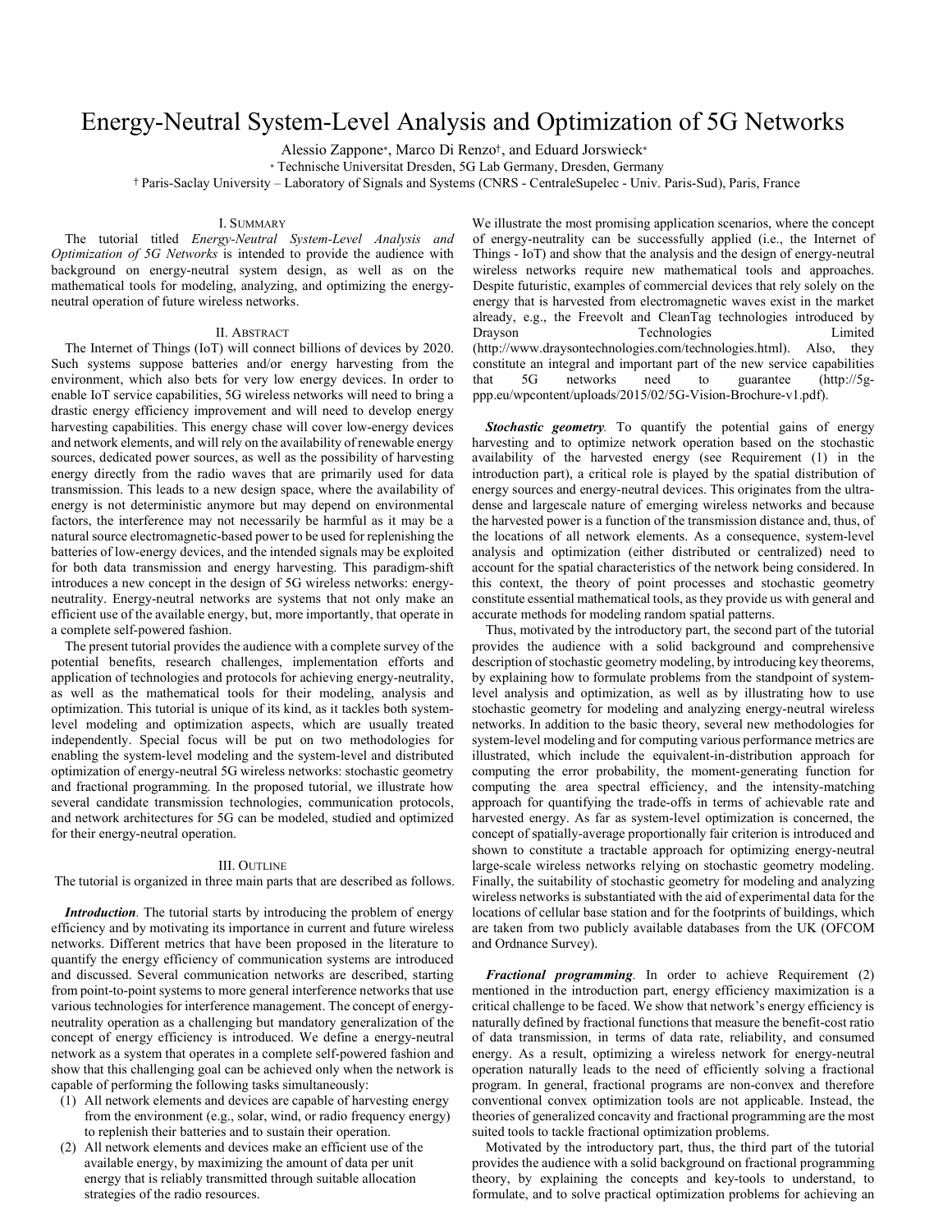# Energy-Neutral System-Level Analysis and Optimization of 5G Networks

Alessio Zappone*, Marco Di Renzo†, and Eduard Jorswieck*

* Technische Universitat Dresden, 5G Lab Germany, Dresden, Germany

† Paris-Saclay University – Laboratory of Signals and Systems (CNRS - CentraleSupelec - Univ. Paris-Sud), Paris, France

## I. Summary

The tutorial titled *Energy-Neutral System-Level Analysis and Optimization of 5G Networks* is intended to provide the audience with background on energy-neutral system design, as well as on the mathematical tools for modeling, analyzing, and optimizing the energy-neutral operation of future wireless networks.

## II. Abstract

The Internet of Things (IoT) will connect billions of devices by 2020. Such systems suppose batteries and/or energy harvesting from the environment, which also bets for very low energy devices. In order to enable IoT service capabilities, 5G wireless networks will need to bring a drastic energy efficiency improvement and will need to develop energy harvesting capabilities. This energy chase will cover low-energy devices and network elements, and will rely on the availability of renewable energy sources, dedicated power sources, as well as the possibility of harvesting energy directly from the radio waves that are primarily used for data transmission. This leads to a new design space, where the availability of energy is not deterministic anymore but may depend on environmental factors, the interference may not necessarily be harmful as it may be a natural source electromagnetic-based power to be used for replenishing the batteries of low-energy devices, and the intended signals may be exploited for both data transmission and energy harvesting. This paradigm-shift introduces a new concept in the design of 5G wireless networks: energy-neutrality. Energy-neutral networks are systems that not only make an efficient use of the available energy, but, more importantly, that operate in a complete self-powered fashion.

The present tutorial provides the audience with a complete survey of the potential benefits, research challenges, implementation efforts and application of technologies and protocols for achieving energy-neutrality, as well as the mathematical tools for their modeling, analysis and optimization. This tutorial is unique of its kind, as it tackles both system-level modeling and optimization aspects, which are usually treated independently. Special focus will be put on two methodologies for enabling the system-level modeling and the system-level and distributed optimization of energy-neutral 5G wireless networks: stochastic geometry and fractional programming. In the proposed tutorial, we illustrate how several candidate transmission technologies, communication protocols, and network architectures for 5G can be modeled, studied and optimized for their energy-neutral operation.

## III. Outline

The tutorial is organized in three main parts that are described as follows.

***Introduction***. The tutorial starts by introducing the problem of energy efficiency and by motivating its importance in current and future wireless networks. Different metrics that have been proposed in the literature to quantify the energy efficiency of communication systems are introduced and discussed. Several communication networks are described, starting from point-to-point systems to more general interference networks that use various technologies for interference management. The concept of energy-neutrality operation as a challenging but mandatory generalization of the concept of energy efficiency is introduced. We define a energy-neutral network as a system that operates in a complete self-powered fashion and show that this challenging goal can be achieved only when the network is capable of performing the following tasks simultaneously:

1. All network elements and devices are capable of harvesting energy from the environment (e.g., solar, wind, or radio frequency energy) to replenish their batteries and to sustain their operation.
2. All network elements and devices make an efficient use of the available energy, by maximizing the amount of data per unit energy that is reliably transmitted through suitable allocation strategies of the radio resources.

We illustrate the most promising application scenarios, where the concept of energy-neutrality can be successfully applied (i.e., the Internet of Things - IoT) and show that the analysis and the design of energy-neutral wireless networks require new mathematical tools and approaches. Despite futuristic, examples of commercial devices that rely solely on the energy that is harvested from electromagnetic waves exist in the market already, e.g., the Freevolt and CleanTag technologies introduced by Drayson Technologies Limited (http://www.draysontechnologies.com/technologies.html). Also, they constitute an integral and important part of the new service capabilities that 5G networks need to guarantee (http://5g-ppp.eu/wpcontent/uploads/2015/02/5G-Vision-Brochure-v1.pdf).

***Stochastic geometry***. To quantify the potential gains of energy harvesting and to optimize network operation based on the stochastic availability of the harvested energy (see Requirement (1) in the introduction part), a critical role is played by the spatial distribution of energy sources and energy-neutral devices. This originates from the ultra-dense and largescale nature of emerging wireless networks and because the harvested power is a function of the transmission distance and, thus, of the locations of all network elements. As a consequence, system-level analysis and optimization (either distributed or centralized) need to account for the spatial characteristics of the network being considered. In this context, the theory of point processes and stochastic geometry constitute essential mathematical tools, as they provide us with general and accurate methods for modeling random spatial patterns.

Thus, motivated by the introductory part, the second part of the tutorial provides the audience with a solid background and comprehensive description of stochastic geometry modeling, by introducing key theorems, by explaining how to formulate problems from the standpoint of system-level analysis and optimization, as well as by illustrating how to use stochastic geometry for modeling and analyzing energy-neutral wireless networks. In addition to the basic theory, several new methodologies for system-level modeling and for computing various performance metrics are illustrated, which include the equivalent-in-distribution approach for computing the error probability, the moment-generating function for computing the area spectral efficiency, and the intensity-matching approach for quantifying the trade-offs in terms of achievable rate and harvested energy. As far as system-level optimization is concerned, the concept of spatially-average proportionally fair criterion is introduced and shown to constitute a tractable approach for optimizing energy-neutral large-scale wireless networks relying on stochastic geometry modeling. Finally, the suitability of stochastic geometry for modeling and analyzing wireless networks is substantiated with the aid of experimental data for the locations of cellular base station and for the footprints of buildings, which are taken from two publicly available databases from the UK (OFCOM and Ordnance Survey).

***Fractional programming***. In order to achieve Requirement (2) mentioned in the introduction part, energy efficiency maximization is a critical challenge to be faced. We show that network's energy efficiency is naturally defined by fractional functions that measure the benefit-cost ratio of data transmission, in terms of data rate, reliability, and consumed energy. As a result, optimizing a wireless network for energy-neutral operation naturally leads to the need of efficiently solving a fractional program. In general, fractional programs are non-convex and therefore conventional convex optimization tools are not applicable. Instead, the theories of generalized concavity and fractional programming are the most suited tools to tackle fractional optimization problems.

Motivated by the introductory part, thus, the third part of the tutorial provides the audience with a solid background on fractional programming theory, by explaining the concepts and key-tools to understand, to formulate, and to solve practical optimization problems for achieving an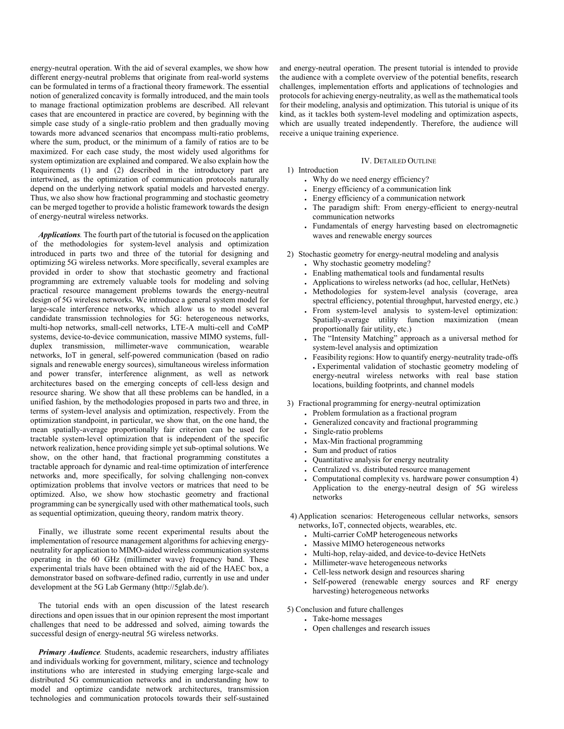energy-neutral operation. With the aid of several examples, we show how different energy-neutral problems that originate from real-world systems can be formulated in terms of a fractional theory framework. The essential notion of generalized concavity is formally introduced, and the main tools to manage fractional optimization problems are described. All relevant cases that are encountered in practice are covered, by beginning with the simple case study of a single-ratio problem and then gradually moving towards more advanced scenarios that encompass multi-ratio problems, where the sum, product, or the minimum of a family of ratios are to be maximized. For each case study, the most widely used algorithms for system optimization are explained and compared. We also explain how the Requirements (1) and (2) described in the introductory part are intertwined, as the optimization of communication protocols naturally depend on the underlying network spatial models and harvested energy. Thus, we also show how fractional programming and stochastic geometry can be merged together to provide a holistic framework towards the design of energy-neutral wireless networks.

***Applications.*** The fourth part of the tutorial is focused on the application of the methodologies for system-level analysis and optimization introduced in parts two and three of the tutorial for designing and optimizing 5G wireless networks. More specifically, several examples are provided in order to show that stochastic geometry and fractional programming are extremely valuable tools for modeling and solving practical resource management problems towards the energy-neutral design of 5G wireless networks. We introduce a general system model for large-scale interference networks, which allow us to model several candidate transmission technologies for 5G: heterogeneous networks, multi-hop networks, small-cell networks, LTE-A multi-cell and CoMP systems, device-to-device communication, massive MIMO systems, full-duplex transmission, millimeter-wave communication, wearable networks, IoT in general, self-powered communication (based on radio signals and renewable energy sources), simultaneous wireless information and power transfer, interference alignment, as well as network architectures based on the emerging concepts of cell-less design and resource sharing. We show that all these problems can be handled, in a unified fashion, by the methodologies proposed in parts two and three, in terms of system-level analysis and optimization, respectively. From the optimization standpoint, in particular, we show that, on the one hand, the mean spatially-average proportionally fair criterion can be used for tractable system-level optimization that is independent of the specific network realization, hence providing simple yet sub-optimal solutions. We show, on the other hand, that fractional programming constitutes a tractable approach for dynamic and real-time optimization of interference networks and, more specifically, for solving challenging non-convex optimization problems that involve vectors or matrices that need to be optimized. Also, we show how stochastic geometry and fractional programming can be synergically used with other mathematical tools, such as sequential optimization, queuing theory, random matrix theory.

Finally, we illustrate some recent experimental results about the implementation of resource management algorithms for achieving energy-neutrality for application to MIMO-aided wireless communication systems operating in the 60 GHz (millimeter wave) frequency band. These experimental trials have been obtained with the aid of the HAEC box, a demonstrator based on software-defined radio, currently in use and under development at the 5G Lab Germany (http://5glab.de/).

The tutorial ends with an open discussion of the latest research directions and open issues that in our opinion represent the most important challenges that need to be addressed and solved, aiming towards the successful design of energy-neutral 5G wireless networks.

***Primary Audience.*** Students, academic researchers, industry affiliates and individuals working for government, military, science and technology institutions who are interested in studying emerging large-scale and distributed 5G communication networks and in understanding how to model and optimize candidate network architectures, transmission technologies and communication protocols towards their self-sustained and energy-neutral operation. The present tutorial is intended to provide the audience with a complete overview of the potential benefits, research challenges, implementation efforts and applications of technologies and protocols for achieving energy-neutrality, as well as the mathematical tools for their modeling, analysis and optimization. This tutorial is unique of its kind, as it tackles both system-level modeling and optimization aspects, which are usually treated independently. Therefore, the audience will receive a unique training experience.

## IV. Detailed Outline

1) Introduction
   - Why do we need energy efficiency?
   - Energy efficiency of a communication link
   - Energy efficiency of a communication network
   - The paradigm shift: From energy-efficient to energy-neutral communication networks
   - Fundamentals of energy harvesting based on electromagnetic waves and renewable energy sources

2) Stochastic geometry for energy-neutral modeling and analysis
   - Why stochastic geometry modeling?
   - Enabling mathematical tools and fundamental results
   - Applications to wireless networks (ad hoc, cellular, HetNets)
   - Methodologies for system-level analysis (coverage, area spectral efficiency, potential throughput, harvested energy, etc.)
   - From system-level analysis to system-level optimization: Spatially-average utility function maximization (mean proportionally fair utility, etc.)
   - The "Intensity Matching" approach as a universal method for system-level analysis and optimization
   - Feasibility regions: How to quantify energy-neutrality trade-offs
   - Experimental validation of stochastic geometry modeling of energy-neutral wireless networks with real base station locations, building footprints, and channel models

3) Fractional programming for energy-neutral optimization
   - Problem formulation as a fractional program
   - Generalized concavity and fractional programming
   - Single-ratio problems
   - Max-Min fractional programming
   - Sum and product of ratios
   - Quantitative analysis for energy neutrality
   - Centralized vs. distributed resource management
   - Computational complexity vs. hardware power consumption 4) Application to the energy-neutral design of 5G wireless networks

4) Application scenarios: Heterogeneous cellular networks, sensors networks, IoT, connected objects, wearables, etc.
   - Multi-carrier CoMP heterogeneous networks
   - Massive MIMO heterogeneous networks
   - Multi-hop, relay-aided, and device-to-device HetNets
   - Millimeter-wave heterogeneous networks
   - Cell-less network design and resources sharing
   - Self-powered (renewable energy sources and RF energy harvesting) heterogeneous networks

5) Conclusion and future challenges
   - Take-home messages
   - Open challenges and research issues